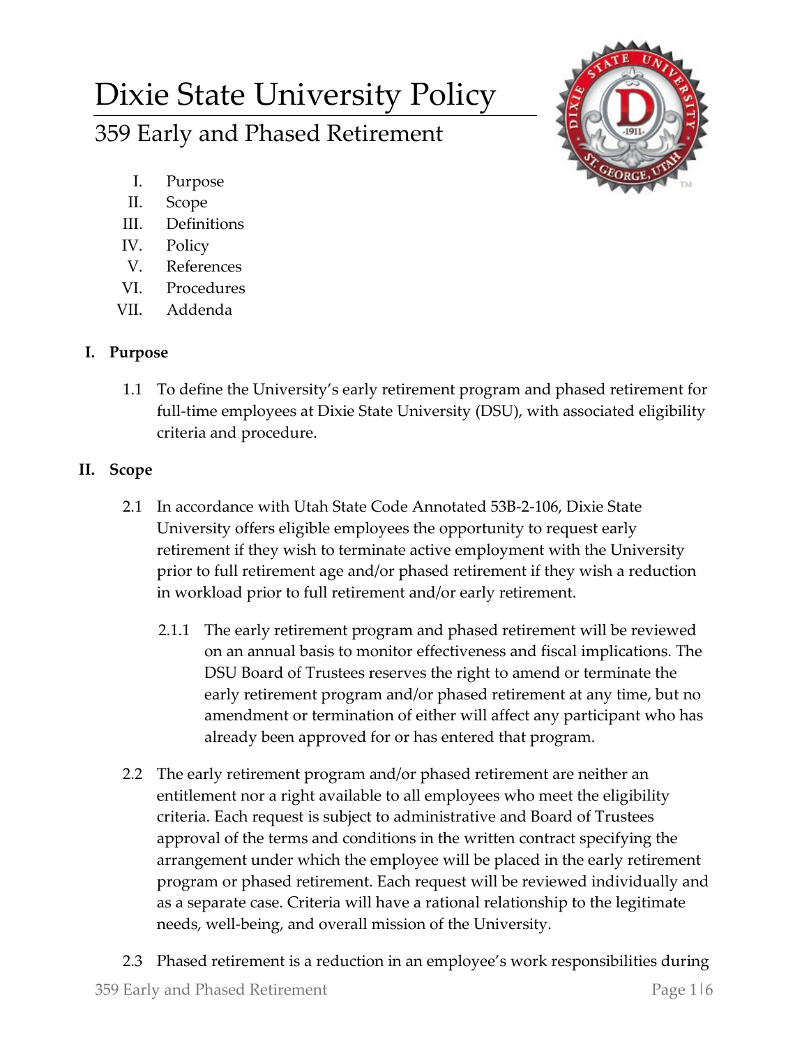# Dixie State University Policy

## 359 Early and Phased Retirement

I. Purpose
II. Scope
III. Definitions
IV. Policy
V. References
VI. Procedures
VII. Addenda

### I. Purpose

1.1 To define the University's early retirement program and phased retirement for full-time employees at Dixie State University (DSU), with associated eligibility criteria and procedure.

### II. Scope

2.1 In accordance with Utah State Code Annotated 53B-2-106, Dixie State University offers eligible employees the opportunity to request early retirement if they wish to terminate active employment with the University prior to full retirement age and/or phased retirement if they wish a reduction in workload prior to full retirement and/or early retirement.

2.1.1 The early retirement program and phased retirement will be reviewed on an annual basis to monitor effectiveness and fiscal implications. The DSU Board of Trustees reserves the right to amend or terminate the early retirement program and/or phased retirement at any time, but no amendment or termination of either will affect any participant who has already been approved for or has entered that program.

2.2 The early retirement program and/or phased retirement are neither an entitlement nor a right available to all employees who meet the eligibility criteria. Each request is subject to administrative and Board of Trustees approval of the terms and conditions in the written contract specifying the arrangement under which the employee will be placed in the early retirement program or phased retirement. Each request will be reviewed individually and as a separate case. Criteria will have a rational relationship to the legitimate needs, well-being, and overall mission of the University.

2.3 Phased retirement is a reduction in an employee's work responsibilities during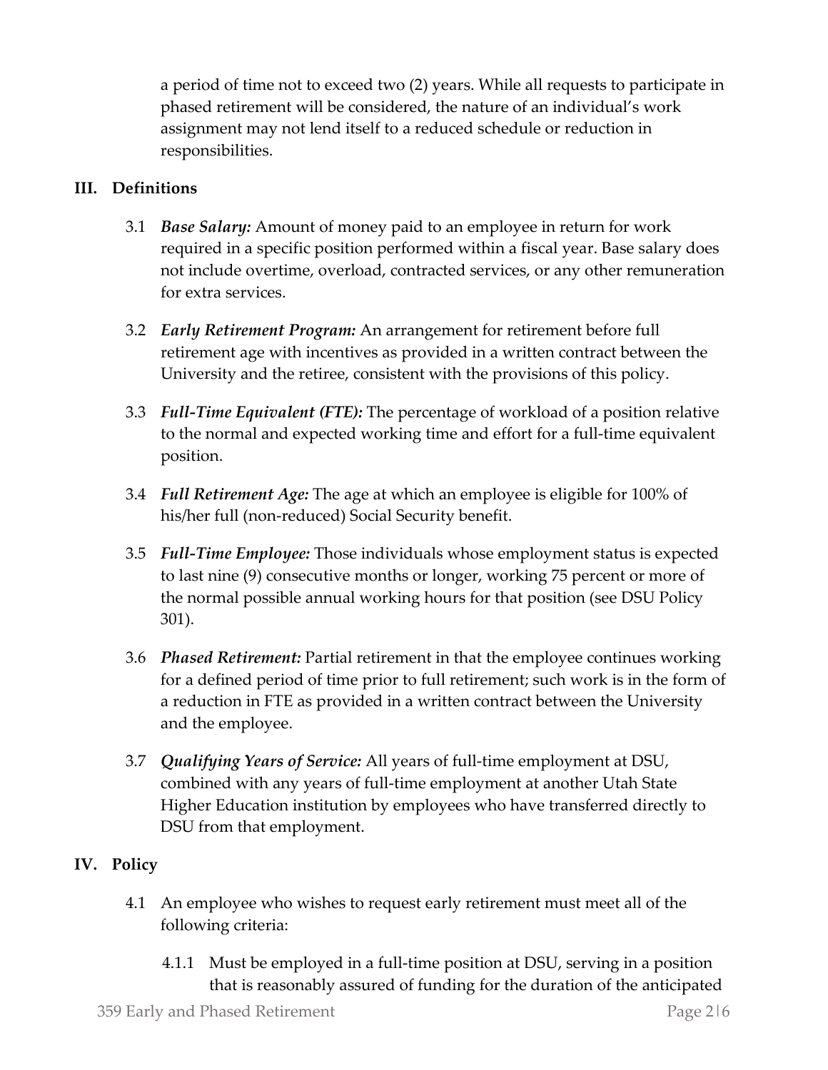a period of time not to exceed two (2) years. While all requests to participate in phased retirement will be considered, the nature of an individual's work assignment may not lend itself to a reduced schedule or reduction in responsibilities.

## III. Definitions

3.1 ***Base Salary:*** Amount of money paid to an employee in return for work required in a specific position performed within a fiscal year. Base salary does not include overtime, overload, contracted services, or any other remuneration for extra services.

3.2 ***Early Retirement Program:*** An arrangement for retirement before full retirement age with incentives as provided in a written contract between the University and the retiree, consistent with the provisions of this policy.

3.3 ***Full-Time Equivalent (FTE):*** The percentage of workload of a position relative to the normal and expected working time and effort for a full-time equivalent position.

3.4 ***Full Retirement Age:*** The age at which an employee is eligible for 100% of his/her full (non-reduced) Social Security benefit.

3.5 ***Full-Time Employee:*** Those individuals whose employment status is expected to last nine (9) consecutive months or longer, working 75 percent or more of the normal possible annual working hours for that position (see DSU Policy 301).

3.6 ***Phased Retirement:*** Partial retirement in that the employee continues working for a defined period of time prior to full retirement; such work is in the form of a reduction in FTE as provided in a written contract between the University and the employee.

3.7 ***Qualifying Years of Service:*** All years of full-time employment at DSU, combined with any years of full-time employment at another Utah State Higher Education institution by employees who have transferred directly to DSU from that employment.

## IV. Policy

4.1 An employee who wishes to request early retirement must meet all of the following criteria:

4.1.1 Must be employed in a full-time position at DSU, serving in a position that is reasonably assured of funding for the duration of the anticipated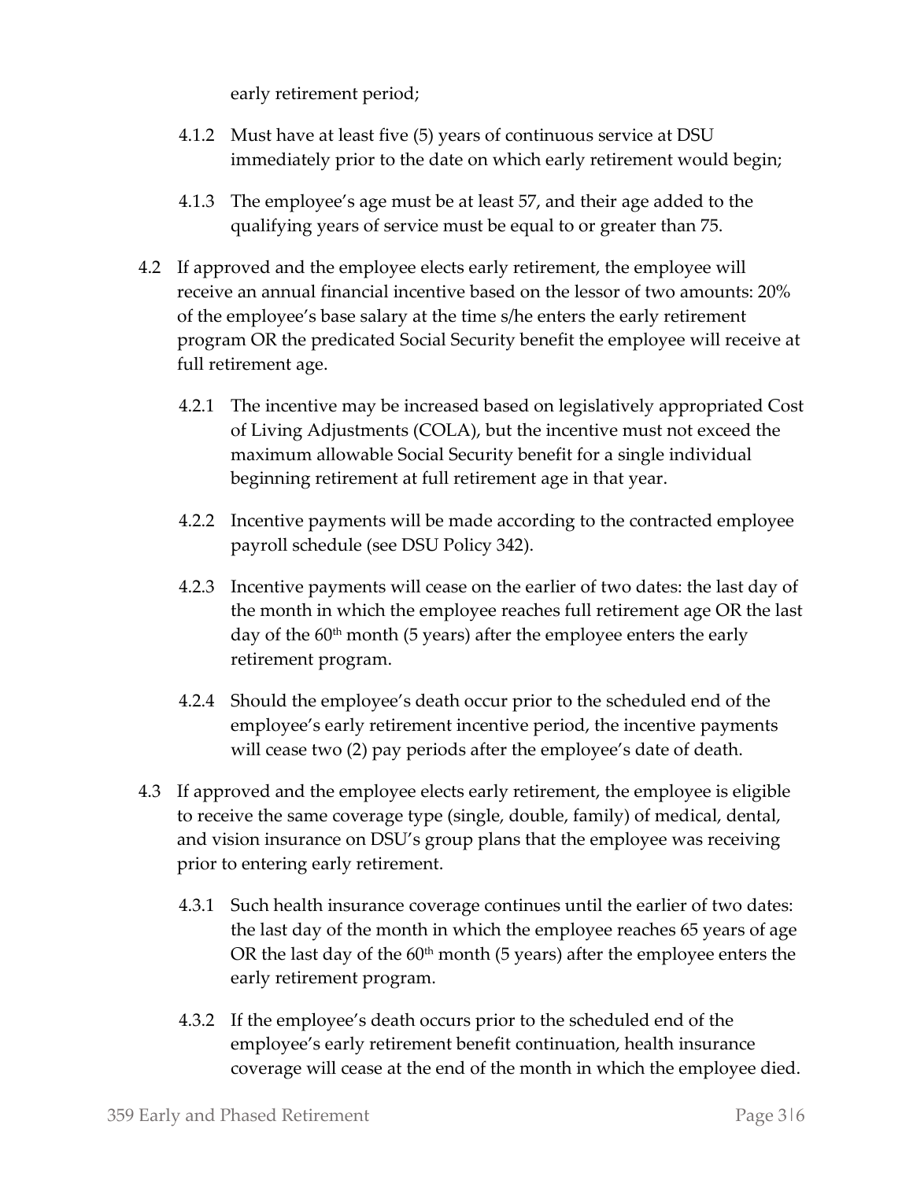early retirement period;

4.1.2 Must have at least five (5) years of continuous service at DSU immediately prior to the date on which early retirement would begin;

4.1.3 The employee's age must be at least 57, and their age added to the qualifying years of service must be equal to or greater than 75.

4.2 If approved and the employee elects early retirement, the employee will receive an annual financial incentive based on the lessor of two amounts: 20% of the employee's base salary at the time s/he enters the early retirement program OR the predicated Social Security benefit the employee will receive at full retirement age.

4.2.1 The incentive may be increased based on legislatively appropriated Cost of Living Adjustments (COLA), but the incentive must not exceed the maximum allowable Social Security benefit for a single individual beginning retirement at full retirement age in that year.

4.2.2 Incentive payments will be made according to the contracted employee payroll schedule (see DSU Policy 342).

4.2.3 Incentive payments will cease on the earlier of two dates: the last day of the month in which the employee reaches full retirement age OR the last day of the 60th month (5 years) after the employee enters the early retirement program.

4.2.4 Should the employee's death occur prior to the scheduled end of the employee's early retirement incentive period, the incentive payments will cease two (2) pay periods after the employee's date of death.

4.3 If approved and the employee elects early retirement, the employee is eligible to receive the same coverage type (single, double, family) of medical, dental, and vision insurance on DSU's group plans that the employee was receiving prior to entering early retirement.

4.3.1 Such health insurance coverage continues until the earlier of two dates: the last day of the month in which the employee reaches 65 years of age OR the last day of the 60th month (5 years) after the employee enters the early retirement program.

4.3.2 If the employee's death occurs prior to the scheduled end of the employee's early retirement benefit continuation, health insurance coverage will cease at the end of the month in which the employee died.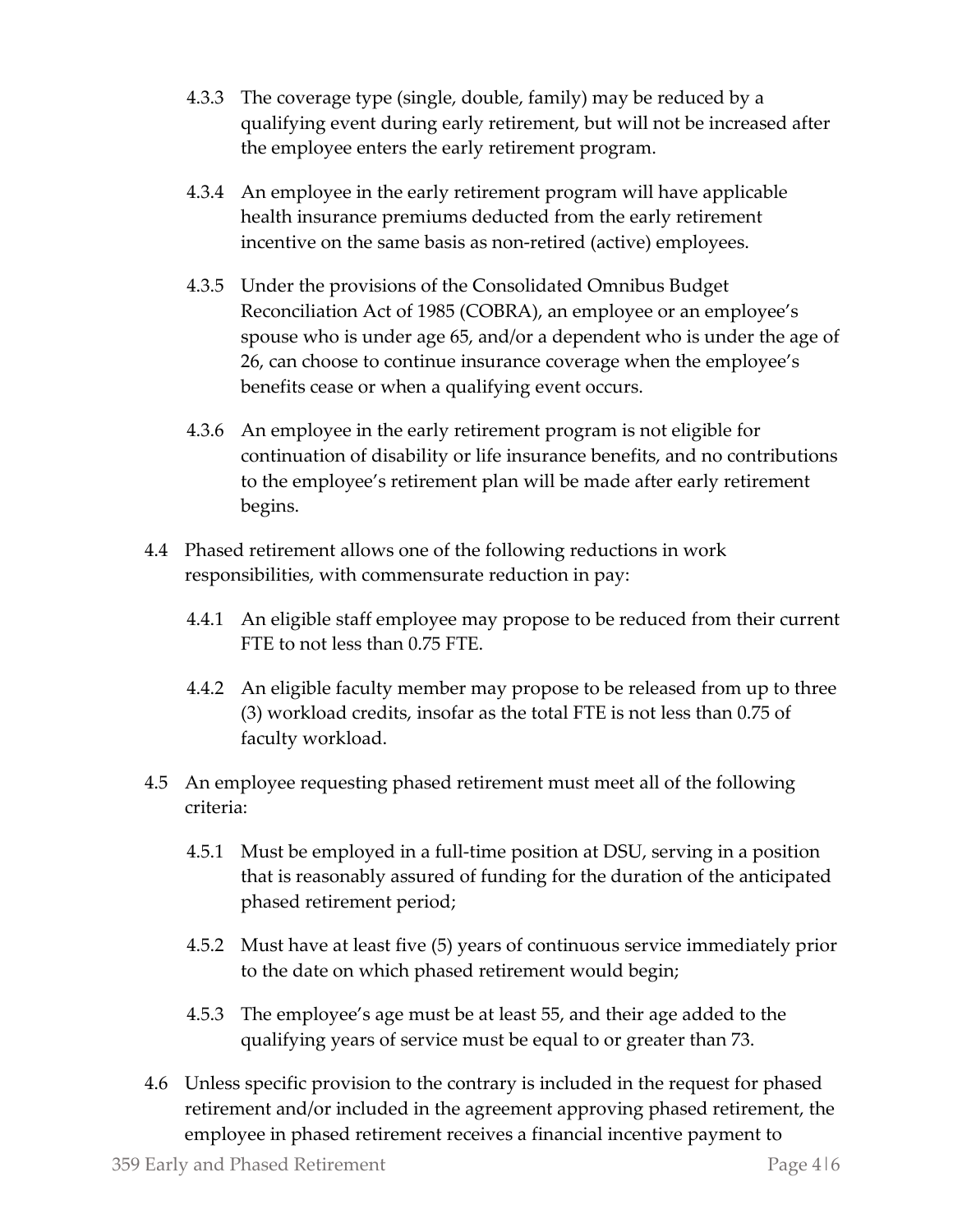4.3.3 The coverage type (single, double, family) may be reduced by a qualifying event during early retirement, but will not be increased after the employee enters the early retirement program.

4.3.4 An employee in the early retirement program will have applicable health insurance premiums deducted from the early retirement incentive on the same basis as non-retired (active) employees.

4.3.5 Under the provisions of the Consolidated Omnibus Budget Reconciliation Act of 1985 (COBRA), an employee or an employee's spouse who is under age 65, and/or a dependent who is under the age of 26, can choose to continue insurance coverage when the employee's benefits cease or when a qualifying event occurs.

4.3.6 An employee in the early retirement program is not eligible for continuation of disability or life insurance benefits, and no contributions to the employee's retirement plan will be made after early retirement begins.

4.4 Phased retirement allows one of the following reductions in work responsibilities, with commensurate reduction in pay:

4.4.1 An eligible staff employee may propose to be reduced from their current FTE to not less than 0.75 FTE.

4.4.2 An eligible faculty member may propose to be released from up to three (3) workload credits, insofar as the total FTE is not less than 0.75 of faculty workload.

4.5 An employee requesting phased retirement must meet all of the following criteria:

4.5.1 Must be employed in a full-time position at DSU, serving in a position that is reasonably assured of funding for the duration of the anticipated phased retirement period;

4.5.2 Must have at least five (5) years of continuous service immediately prior to the date on which phased retirement would begin;

4.5.3 The employee's age must be at least 55, and their age added to the qualifying years of service must be equal to or greater than 73.

4.6 Unless specific provision to the contrary is included in the request for phased retirement and/or included in the agreement approving phased retirement, the employee in phased retirement receives a financial incentive payment to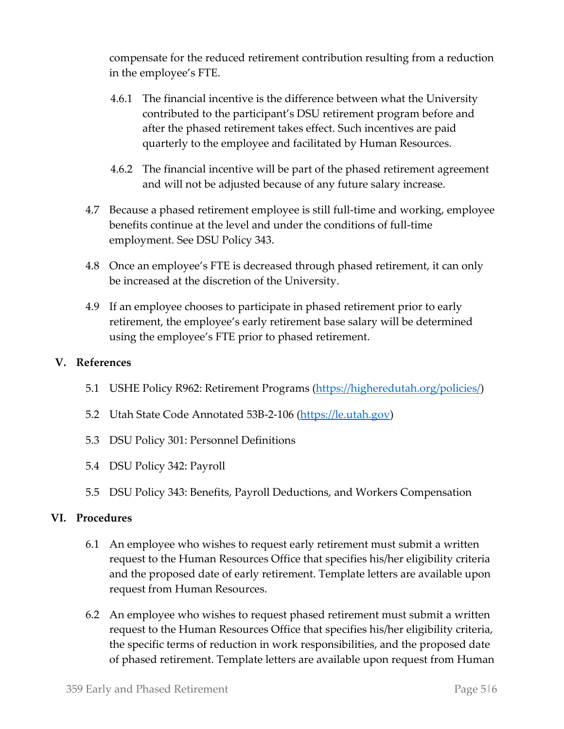compensate for the reduced retirement contribution resulting from a reduction in the employee's FTE.

4.6.1 The financial incentive is the difference between what the University contributed to the participant's DSU retirement program before and after the phased retirement takes effect. Such incentives are paid quarterly to the employee and facilitated by Human Resources.

4.6.2 The financial incentive will be part of the phased retirement agreement and will not be adjusted because of any future salary increase.

4.7 Because a phased retirement employee is still full-time and working, employee benefits continue at the level and under the conditions of full-time employment. See DSU Policy 343.

4.8 Once an employee's FTE is decreased through phased retirement, it can only be increased at the discretion of the University.

4.9 If an employee chooses to participate in phased retirement prior to early retirement, the employee's early retirement base salary will be determined using the employee's FTE prior to phased retirement.

## V. References

5.1 USHE Policy R962: Retirement Programs (https://higheredutah.org/policies/)

5.2 Utah State Code Annotated 53B-2-106 (https://le.utah.gov)

5.3 DSU Policy 301: Personnel Definitions

5.4 DSU Policy 342: Payroll

5.5 DSU Policy 343: Benefits, Payroll Deductions, and Workers Compensation

## VI. Procedures

6.1 An employee who wishes to request early retirement must submit a written request to the Human Resources Office that specifies his/her eligibility criteria and the proposed date of early retirement. Template letters are available upon request from Human Resources.

6.2 An employee who wishes to request phased retirement must submit a written request to the Human Resources Office that specifies his/her eligibility criteria, the specific terms of reduction in work responsibilities, and the proposed date of phased retirement. Template letters are available upon request from Human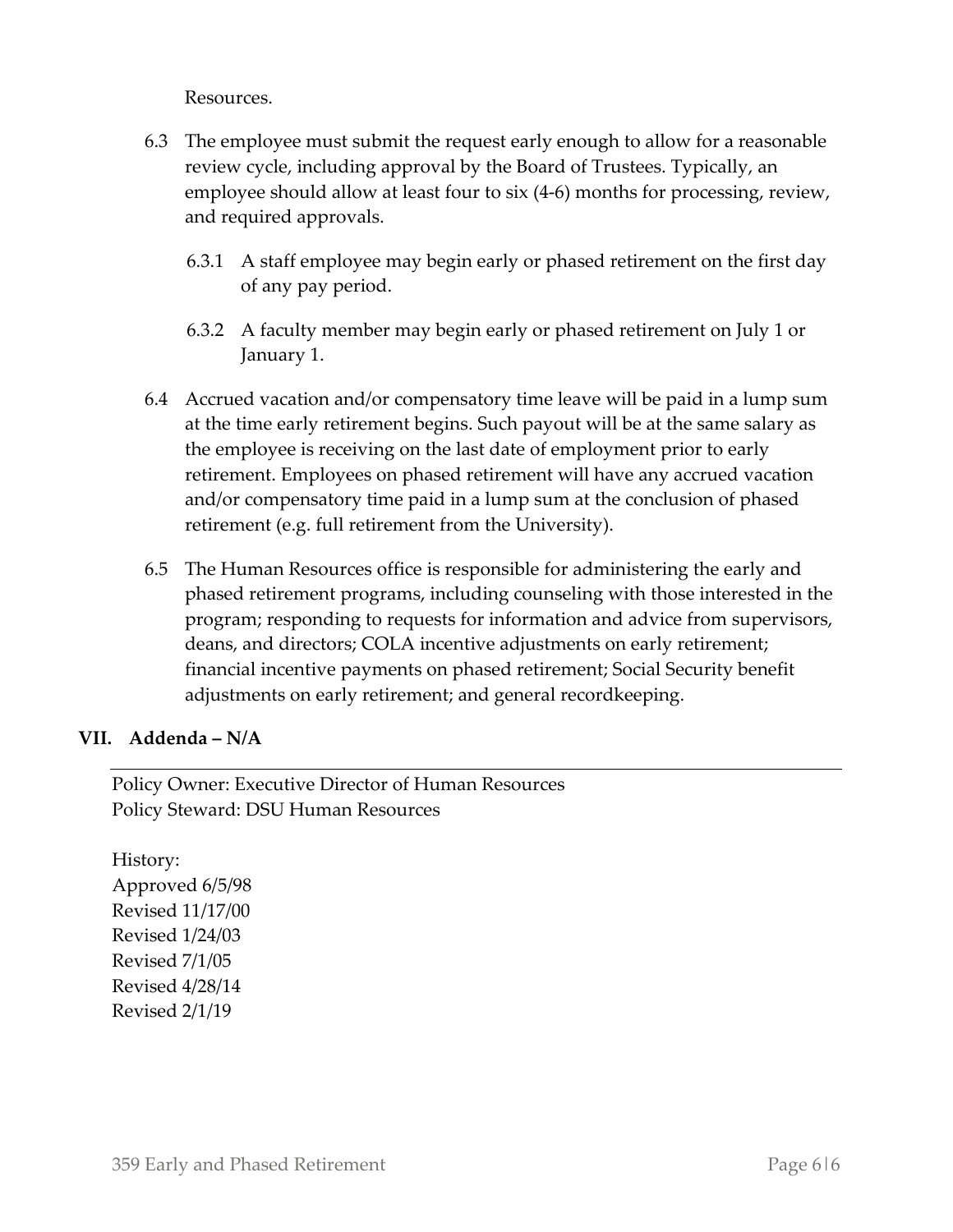Resources.

6.3 The employee must submit the request early enough to allow for a reasonable review cycle, including approval by the Board of Trustees. Typically, an employee should allow at least four to six (4-6) months for processing, review, and required approvals.

   6.3.1 A staff employee may begin early or phased retirement on the first day of any pay period.

   6.3.2 A faculty member may begin early or phased retirement on July 1 or January 1.

6.4 Accrued vacation and/or compensatory time leave will be paid in a lump sum at the time early retirement begins. Such payout will be at the same salary as the employee is receiving on the last date of employment prior to early retirement. Employees on phased retirement will have any accrued vacation and/or compensatory time paid in a lump sum at the conclusion of phased retirement (e.g. full retirement from the University).

6.5 The Human Resources office is responsible for administering the early and phased retirement programs, including counseling with those interested in the program; responding to requests for information and advice from supervisors, deans, and directors; COLA incentive adjustments on early retirement; financial incentive payments on phased retirement; Social Security benefit adjustments on early retirement; and general recordkeeping.

## VII. Addenda – N/A

---

Policy Owner: Executive Director of Human Resources
Policy Steward: DSU Human Resources

History:
Approved 6/5/98
Revised 11/17/00
Revised 1/24/03
Revised 7/1/05
Revised 4/28/14
Revised 2/1/19